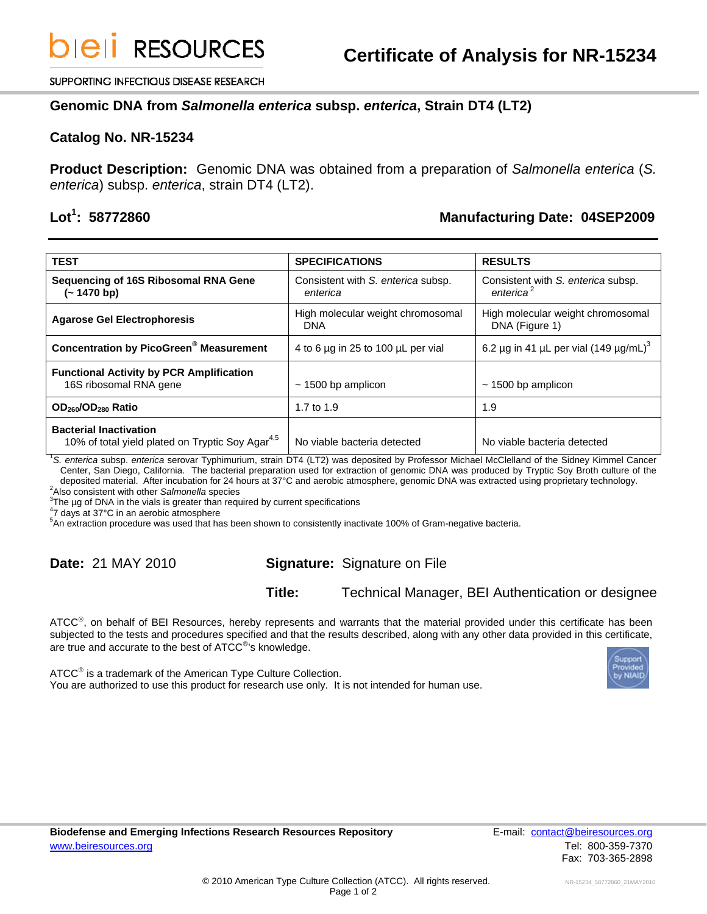# Certificate of Analysis for NR-15234

## Genomic DNA from *Salmonella enterica* subsp. *enterica*, Strain DT4 (LT2)

**Catalog No. NR-15234**

**Product Description:** Genomic DNA was obtained from a preparation of *Salmonella enterica* (*S. enterica*) subsp. *enterica*, strain DT4 (LT2).

**Lot[1]: 58772860** **Manufacturing Date: 04SEP2009**

| TEST | SPECIFICATIONS | RESULTS |
|---|---|---|
| **Sequencing of 16S Ribosomal RNA Gene (~ 1470 bp)** | Consistent with *S. enterica* subsp. *enterica* | Consistent with *S. enterica* subsp. *enterica*[2] |
| **Agarose Gel Electrophoresis** | High molecular weight chromosomal DNA | High molecular weight chromosomal DNA (Figure 1) |
| **Concentration by PicoGreen® Measurement** | 4 to 6 µg in 25 to 100 µL per vial | 6.2 µg in 41 µL per vial (149 µg/mL)[3] |
| **Functional Activity by PCR Amplification** 16S ribosomal RNA gene | ~ 1500 bp amplicon | ~ 1500 bp amplicon |
| **$OD_{260}/OD_{280}$ Ratio** | 1.7 to 1.9 | 1.9 |
| **Bacterial Inactivation** 10% of total yield plated on Tryptic Soy Agar[4,5] | No viable bacteria detected | No viable bacteria detected |

[1]*S. enterica* subsp. *enterica* serovar Typhimurium, strain DT4 (LT2) was deposited by Professor Michael McClelland of the Sidney Kimmel Cancer Center, San Diego, California. The bacterial preparation used for extraction of genomic DNA was produced by Tryptic Soy Broth culture of the deposited material. After incubation for 24 hours at 37°C and aerobic atmosphere, genomic DNA was extracted using proprietary technology.
[2]Also consistent with other *Salmonella* species
[3]The µg of DNA in the vials is greater than required by current specifications
[4]7 days at 37°C in an aerobic atmosphere
[5]An extraction procedure was used that has been shown to consistently inactivate 100% of Gram-negative bacteria.

**Date:** 21 MAY 2010 **Signature:** Signature on File

**Title:** Technical Manager, BEI Authentication or designee

ATCC®, on behalf of BEI Resources, hereby represents and warrants that the material provided under this certificate has been subjected to the tests and procedures specified and that the results described, along with any other data provided in this certificate, are true and accurate to the best of ATCC®'s knowledge.

ATCC® is a trademark of the American Type Culture Collection.
You are authorized to use this product for research use only. It is not intended for human use.

**Biodefense and Emerging Infections Research Resources Repository**
www.beiresources.org
E-mail: contact@beiresources.org
Tel: 800-359-7370
Fax: 703-365-2898

© 2010 American Type Culture Collection (ATCC). All rights reserved.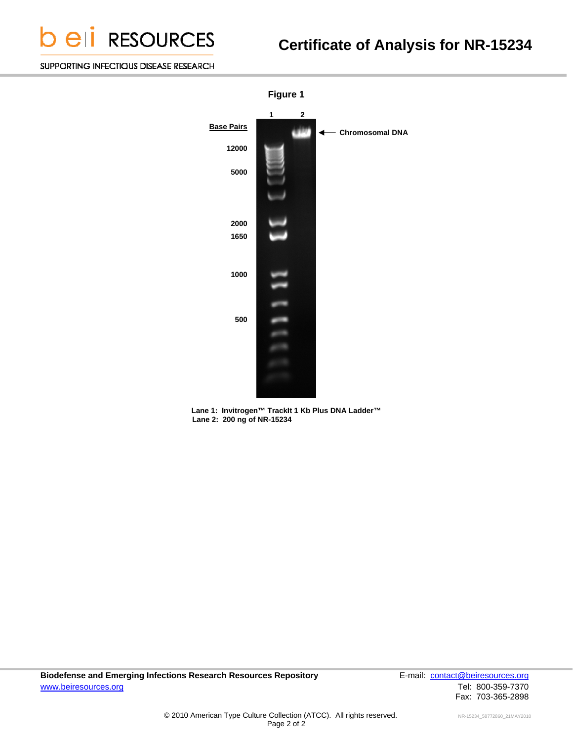# Certificate of Analysis for NR-15234

**Figure 1**

1 2

Base Pairs

12000

5000

2000

1650

1000

500

Chromosomal DNA

**Lane 1: Invitrogen™ TrackIt 1 Kb Plus DNA Ladder™**
**Lane 2: 200 ng of NR-15234**

**Biodefense and Emerging Infections Research Resources Repository**
www.beiresources.org

E-mail: contact@beiresources.org
Tel: 800-359-7370
Fax: 703-365-2898

© 2010 American Type Culture Collection (ATCC). All rights reserved.

NR-15234_58772860_21MAY2010